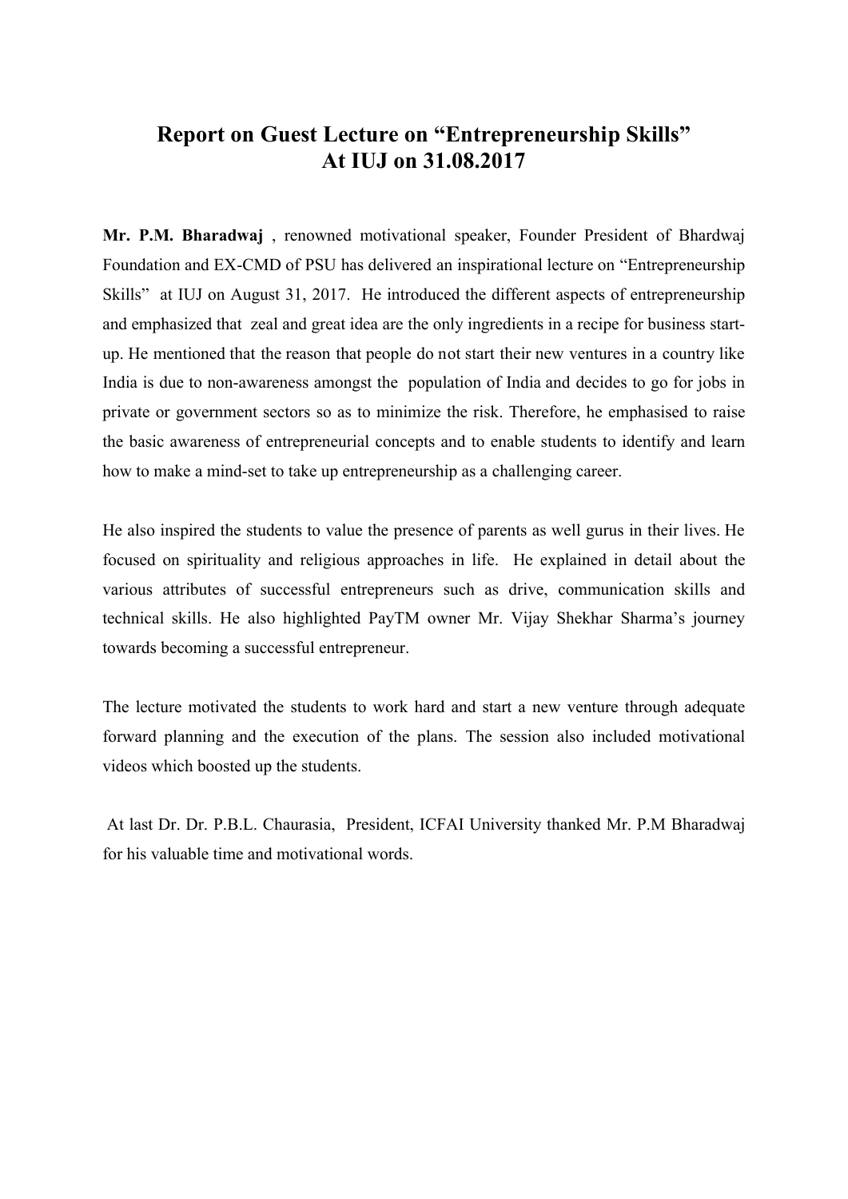# Report on Guest Lecture on "Entrepreneurship Skills" At IUJ on 31.08.2017

**Mr. P.M. Bharadwaj** , renowned motivational speaker, Founder President of Bhardwaj Foundation and EX-CMD of PSU has delivered an inspirational lecture on "Entrepreneurship Skills" at IUJ on August 31, 2017. He introduced the different aspects of entrepreneurship and emphasized that zeal and great idea are the only ingredients in a recipe for business start-up. He mentioned that the reason that people do not start their new ventures in a country like India is due to non-awareness amongst the population of India and decides to go for jobs in private or government sectors so as to minimize the risk. Therefore, he emphasised to raise the basic awareness of entrepreneurial concepts and to enable students to identify and learn how to make a mind-set to take up entrepreneurship as a challenging career.

He also inspired the students to value the presence of parents as well gurus in their lives. He focused on spirituality and religious approaches in life. He explained in detail about the various attributes of successful entrepreneurs such as drive, communication skills and technical skills. He also highlighted PayTM owner Mr. Vijay Shekhar Sharma's journey towards becoming a successful entrepreneur.

The lecture motivated the students to work hard and start a new venture through adequate forward planning and the execution of the plans. The session also included motivational videos which boosted up the students.

At last Dr. Dr. P.B.L. Chaurasia, President, ICFAI University thanked Mr. P.M Bharadwaj for his valuable time and motivational words.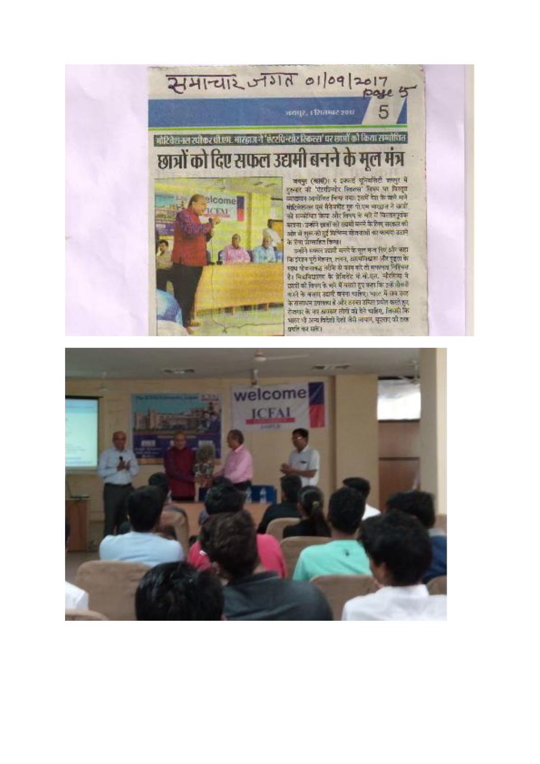समाचार जगत 01/09/2017 page 5

जयपुर, 1 सितम्बर 2017

## मोटिवेशनल स्पीकर पी.एम. भारद्वाज ने 'एंटरप्रिन्योर स्किल्स' पर छात्रों को किया सम्बोधित

# छात्रों को दिए सफल उद्यमी बनने के मूल मंत्र

जयपुर (कासं)। द इकफाई यूनिवर्सिटी जयपुर में गुरुवार को 'एंटरप्रिन्योर स्किल्स' विषय पर विस्तृत व्याख्यान आयोजित किया गया। इसमें देश के जाने माने मोटिवेशनल एवं मैनेजमेंट गुरु पी.एम. भारद्वाज ने छात्रों को सम्बोधित किया और विषय के बारे में विस्तारपूर्वक बताया। उन्होंने छात्रों को उद्यमी बनने के लिए सरकार की ओर से शुरू की हुई विभिन्न योजनाओं का फायदा उठाने के लिए प्रोत्साहित किया।

उन्होंने सफल उद्यमी बनने के मूल मंत्र दिए और कहा कि ईमानदारी, मेहनत, लगन, आत्मविश्वास और दृढ़ता के साथ योजनाबद्ध तरीके से काम करें तो सफलता निश्चित है। विश्वविद्यालय के प्रेसिडेंट प्रो. वी.एल. चौरसिया ने छात्रों को विषय के बारे में बताते हुए कहा कि उन्हें नौकरी करने के बजाय उद्यमी बनना चाहिए। भारत में सब तरह के संसाधन उपलब्ध हैं और उनका उचित प्रयोग करते हुए रोजगार के नए अवसर खोजे जाने चाहिए, जिससे कि भारत भी अन्य विदेशी देशों जैसे जापान, यूएसए की तरह प्रगति कर सके।